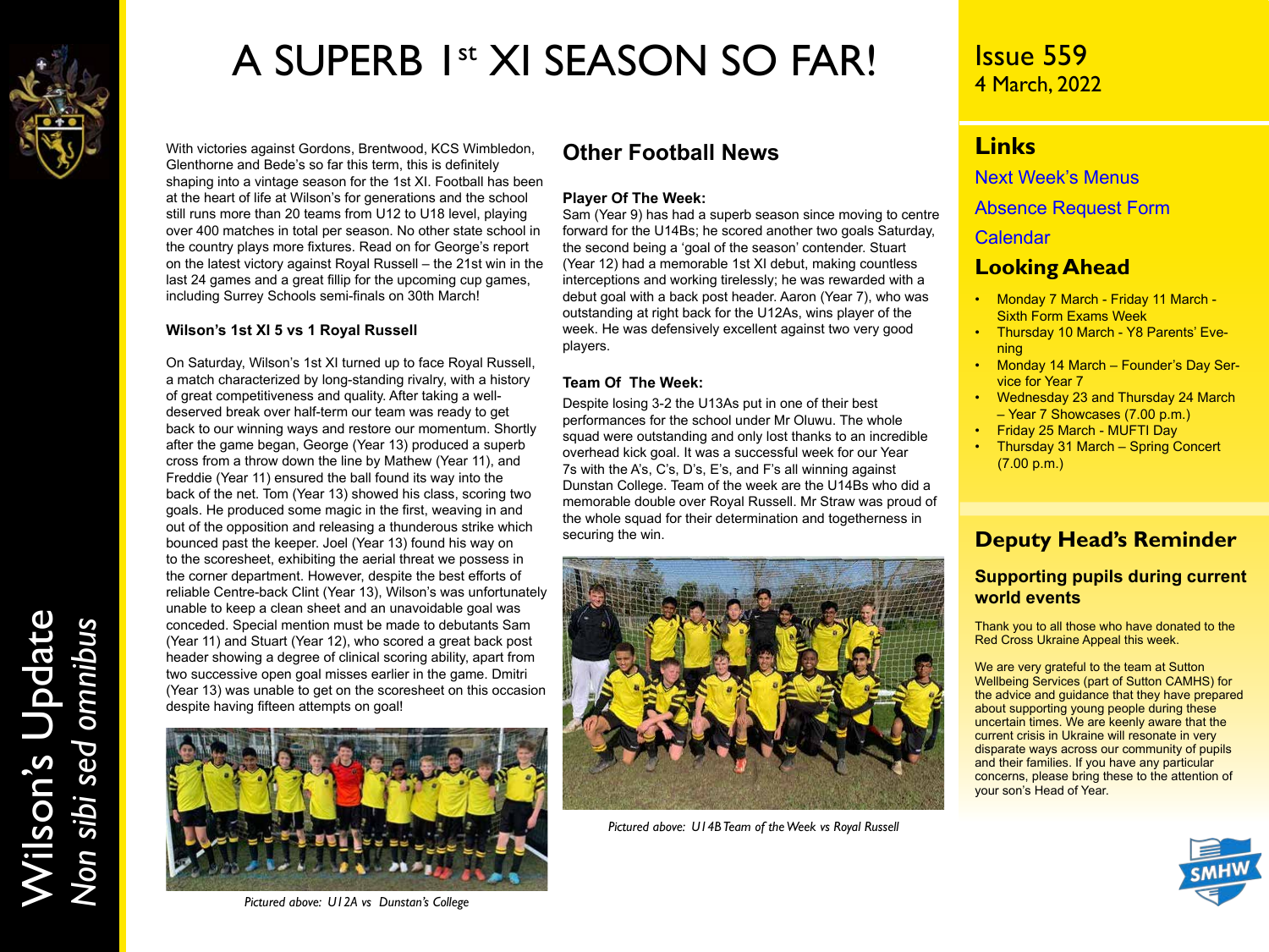# A SUPERB 1st XI SEASON SO FAR!

With victories against Gordons, Brentwood, KCS Wimbledon, Glenthorne and Bede's so far this term, this is definitely shaping into a vintage season for the 1st XI. Football has been at the heart of life at Wilson's for generations and the school still runs more than 20 teams from U12 to U18 level, playing over 400 matches in total per season. No other state school in the country plays more fixtures. Read on for George's report on the latest victory against Royal Russell – the 21st win in the last 24 games and a great fillip for the upcoming cup games, including Surrey Schools semi-finals on 30th March!

### Wilson's 1st XI 5 vs 1 Royal Russell

On Saturday, Wilson's 1st XI turned up to face Royal Russell, a match characterized by long-standing rivalry, with a history of great competitiveness and quality. After taking a well-deserved break over half-term our team was ready to get back to our winning ways and restore our momentum. Shortly after the game began, George (Year 13) produced a superb cross from a throw down the line by Mathew (Year 11), and Freddie (Year 11) ensured the ball found its way into the back of the net. Tom (Year 13) showed his class, scoring two goals. He produced some magic in the first, weaving in and out of the opposition and releasing a thunderous strike which bounced past the keeper. Joel (Year 13) found his way on to the scoresheet, exhibiting the aerial threat we possess in the corner department. However, despite the best efforts of reliable Centre-back Clint (Year 13), Wilson's was unfortunately unable to keep a clean sheet and an unavoidable goal was conceded. Special mention must be made to debutants Sam (Year 11) and Stuart (Year 12), who scored a great back post header showing a degree of clinical scoring ability, apart from two successive open goal misses earlier in the game. Dmitri (Year 13) was unable to get on the scoresheet on this occasion despite having fifteen attempts on goal!

*Pictured above: U12A vs Dunstan's College*

## Other Football News

### Player Of The Week:

Sam (Year 9) has had a superb season since moving to centre forward for the U14Bs; he scored another two goals Saturday, the second being a 'goal of the season' contender. Stuart (Year 12) had a memorable 1st XI debut, making countless interceptions and working tirelessly; he was rewarded with a debut goal with a back post header. Aaron (Year 7), who was outstanding at right back for the U12As, wins player of the week. He was defensively excellent against two very good players.

### Team Of The Week:

Despite losing 3-2 the U13As put in one of their best performances for the school under Mr Oluwu. The whole squad were outstanding and only lost thanks to an incredible overhead kick goal. It was a successful week for our Year 7s with the A's, C's, D's, E's, and F's all winning against Dunstan College. Team of the week are the U14Bs who did a memorable double over Royal Russell. Mr Straw was proud of the whole squad for their determination and togetherness in securing the win.

*Pictured above: U14B Team of the Week vs Royal Russell*

Issue 559
4 March, 2022

## Links

Next Week's Menus

Absence Request Form

Calendar

## Looking Ahead

- Monday 7 March - Friday 11 March - Sixth Form Exams Week
- Thursday 10 March - Y8 Parents' Evening
- Monday 14 March – Founder's Day Service for Year 7
- Wednesday 23 and Thursday 24 March – Year 7 Showcases (7.00 p.m.)
- Friday 25 March - MUFTI Day
- Thursday 31 March – Spring Concert (7.00 p.m.)

## Deputy Head's Reminder

### Supporting pupils during current world events

Thank you to all those who have donated to the Red Cross Ukraine Appeal this week.

We are very grateful to the team at Sutton Wellbeing Services (part of Sutton CAMHS) for the advice and guidance that they have prepared about supporting young people during these uncertain times. We are keenly aware that the current crisis in Ukraine will resonate in very disparate ways across our community of pupils and their families. If you have any particular concerns, please bring these to the attention of your son's Head of Year.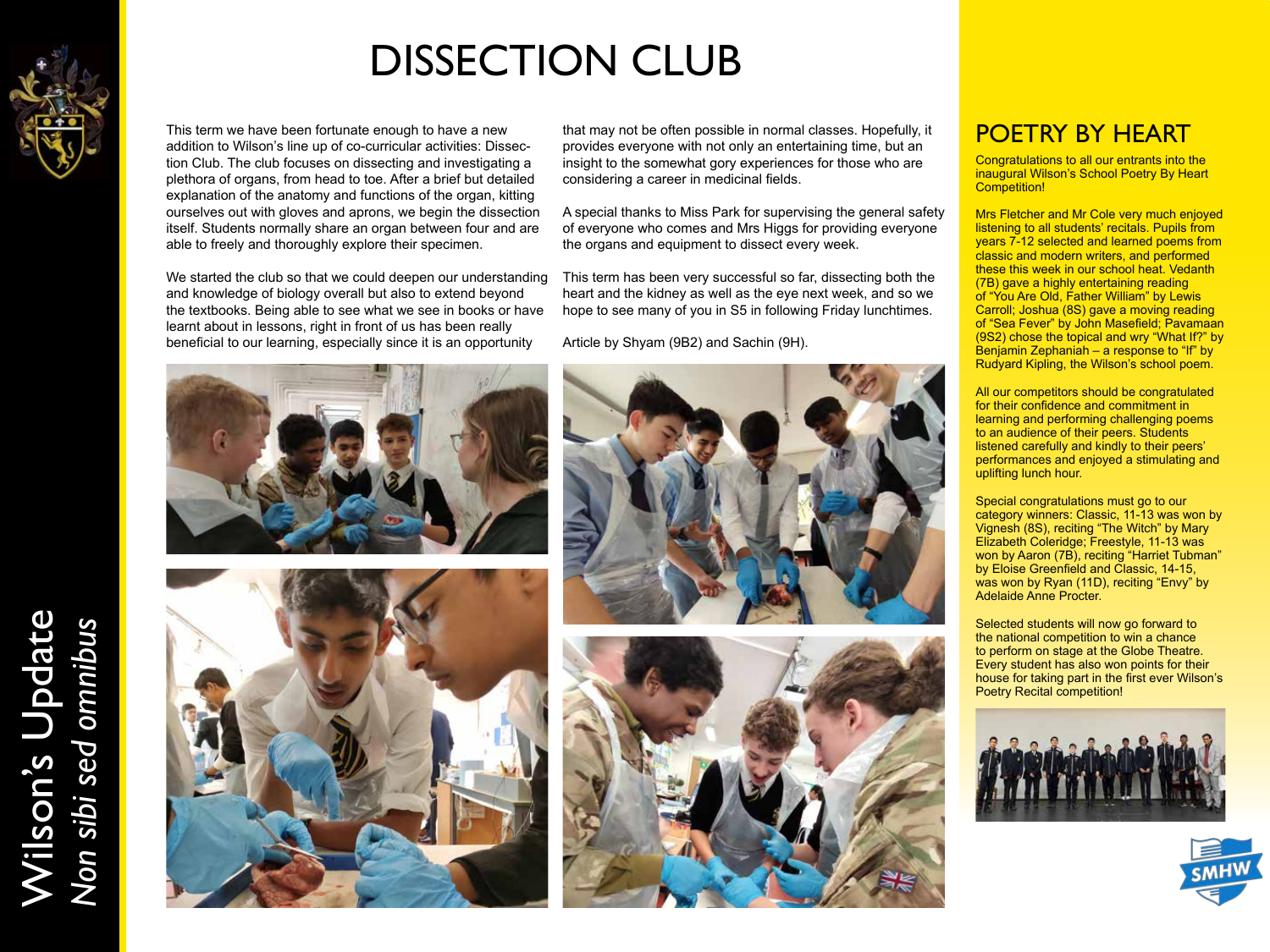# DISSECTION CLUB

This term we have been fortunate enough to have a new addition to Wilson's line up of co-curricular activities: Dissection Club. The club focuses on dissecting and investigating a plethora of organs, from head to toe. After a brief but detailed explanation of the anatomy and functions of the organ, kitting ourselves out with gloves and aprons, we begin the dissection itself. Students normally share an organ between four and are able to freely and thoroughly explore their specimen.

We started the club so that we could deepen our understanding and knowledge of biology overall but also to extend beyond the textbooks. Being able to see what we see in books or have learnt about in lessons, right in front of us has been really beneficial to our learning, especially since it is an opportunity that may not be often possible in normal classes. Hopefully, it provides everyone with not only an entertaining time, but an insight to the somewhat gory experiences for those who are considering a career in medicinal fields.

A special thanks to Miss Park for supervising the general safety of everyone who comes and Mrs Higgs for providing everyone the organs and equipment to dissect every week.

This term has been very successful so far, dissecting both the heart and the kidney as well as the eye next week, and so we hope to see many of you in S5 in following Friday lunchtimes.

Article by Shyam (9B2) and Sachin (9H).

## POETRY BY HEART

Congratulations to all our entrants into the inaugural Wilson's School Poetry By Heart Competition!

Mrs Fletcher and Mr Cole very much enjoyed listening to all students' recitals. Pupils from years 7-12 selected and learned poems from classic and modern writers, and performed these this week in our school heat. Vedanth (7B) gave a highly entertaining reading of "You Are Old, Father William" by Lewis Carroll; Joshua (8S) gave a moving reading of "Sea Fever" by John Masefield; Pavamaan (9S2) chose the topical and wry "What If?" by Benjamin Zephaniah – a response to "If" by Rudyard Kipling, the Wilson's school poem.

All our competitors should be congratulated for their confidence and commitment in learning and performing challenging poems to an audience of their peers. Students listened carefully and kindly to their peers' performances and enjoyed a stimulating and uplifting lunch hour.

Special congratulations must go to our category winners: Classic, 11-13 was won by Vignesh (8S), reciting "The Witch" by Mary Elizabeth Coleridge; Freestyle, 11-13 was won by Aaron (7B), reciting "Harriet Tubman" by Eloise Greenfield and Classic, 14-15, was won by Ryan (11D), reciting "Envy" by Adelaide Anne Procter.

Selected students will now go forward to the national competition to win a chance to perform on stage at the Globe Theatre. Every student has also won points for their house for taking part in the first ever Wilson's Poetry Recital competition!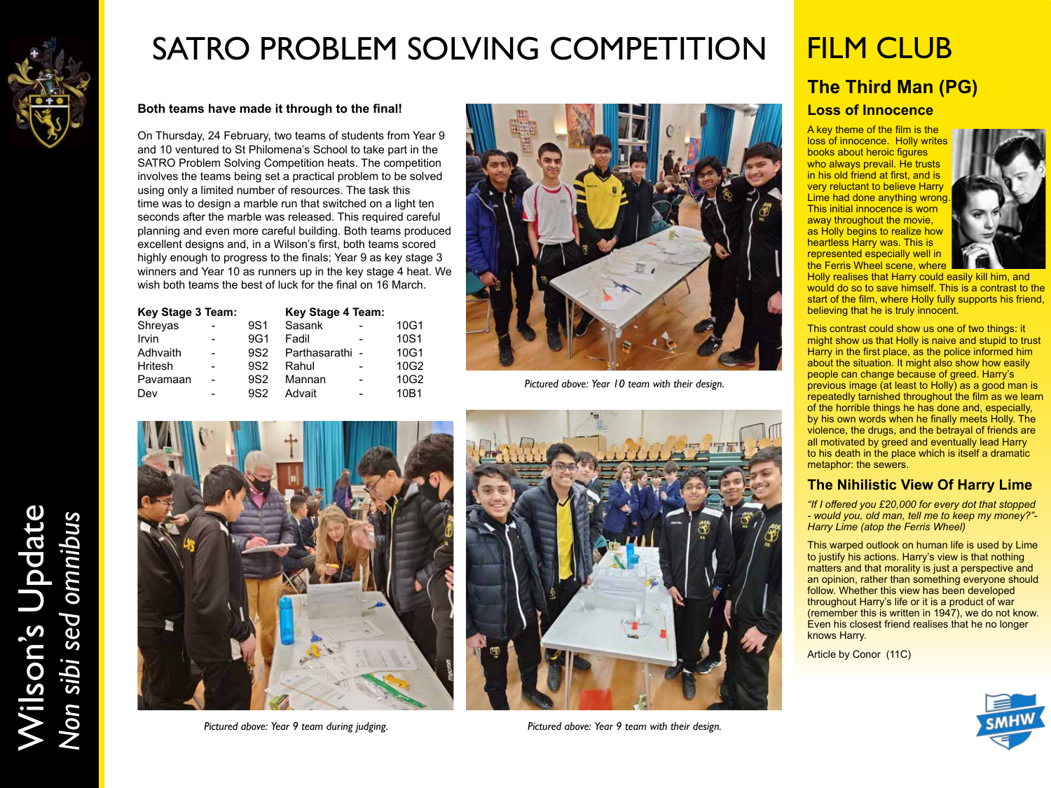# SATRO PROBLEM SOLVING COMPETITION

**Both teams have made it through to the final!**

On Thursday, 24 February, two teams of students from Year 9 and 10 ventured to St Philomena's School to take part in the SATRO Problem Solving Competition heats. The competition involves the teams being set a practical problem to be solved using only a limited number of resources. The task this time was to design a marble run that switched on a light ten seconds after the marble was released. This required careful planning and even more careful building. Both teams produced excellent designs and, in a Wilson's first, both teams scored highly enough to progress to the finals; Year 9 as key stage 3 winners and Year 10 as runners up in the key stage 4 heat. We wish both teams the best of luck for the final on 16 March.

| Key Stage 3 Team: | | | Key Stage 4 Team: | | |
|---|---|---|---|---|---|
| Shreyas | - | 9S1 | Sasank | - | 10G1 |
| Irvin | - | 9G1 | Fadil | - | 10S1 |
| Adhvaith | - | 9S2 | Parthasarathi | - | 10G1 |
| Hritesh | - | 9S2 | Rahul | - | 10G2 |
| Pavamaan | - | 9S2 | Mannan | - | 10G2 |
| Dev | - | 9S2 | Advait | - | 10B1 |

*Pictured above: Year 10 team with their design.*

*Pictured above: Year 9 team during judging.*

*Pictured above: Year 9 team with their design.*

# FILM CLUB

## The Third Man (PG)

### Loss of Innocence

A key theme of the film is the loss of innocence. Holly writes books about heroic figures who always prevail. He trusts in his old friend at first, and is very reluctant to believe Harry Lime had done anything wrong. This initial innocence is worn away throughout the movie, as Holly begins to realize how heartless Harry was. This is represented especially well in the Ferris Wheel scene, where Holly realises that Harry could easily kill him, and would do so to save himself. This is a contrast to the start of the film, where Holly fully supports his friend, believing that he is truly innocent.

This contrast could show us one of two things: it might show us that Holly is naive and stupid to trust Harry in the first place, as the police informed him about the situation. It might also show how easily people can change because of greed. Harry's previous image (at least to Holly) as a good man is repeatedly tarnished throughout the film as we learn of the horrible things he has done and, especially, by his own words when he finally meets Holly. The violence, the drugs, and the betrayal of friends are all motivated by greed and eventually lead Harry to his death in the place which is itself a dramatic metaphor: the sewers.

### The Nihilistic View Of Harry Lime

*"If I offered you £20,000 for every dot that stopped - would you, old man, tell me to keep my money?"- Harry Lime (atop the Ferris Wheel)*

This warped outlook on human life is used by Lime to justify his actions. Harry's view is that nothing matters and that morality is just a perspective and an opinion, rather than something everyone should follow. Whether this view has been developed throughout Harry's life or it is a product of war (remember this is written in 1947), we do not know. Even his closest friend realises that he no longer knows Harry.

Article by Conor (11C)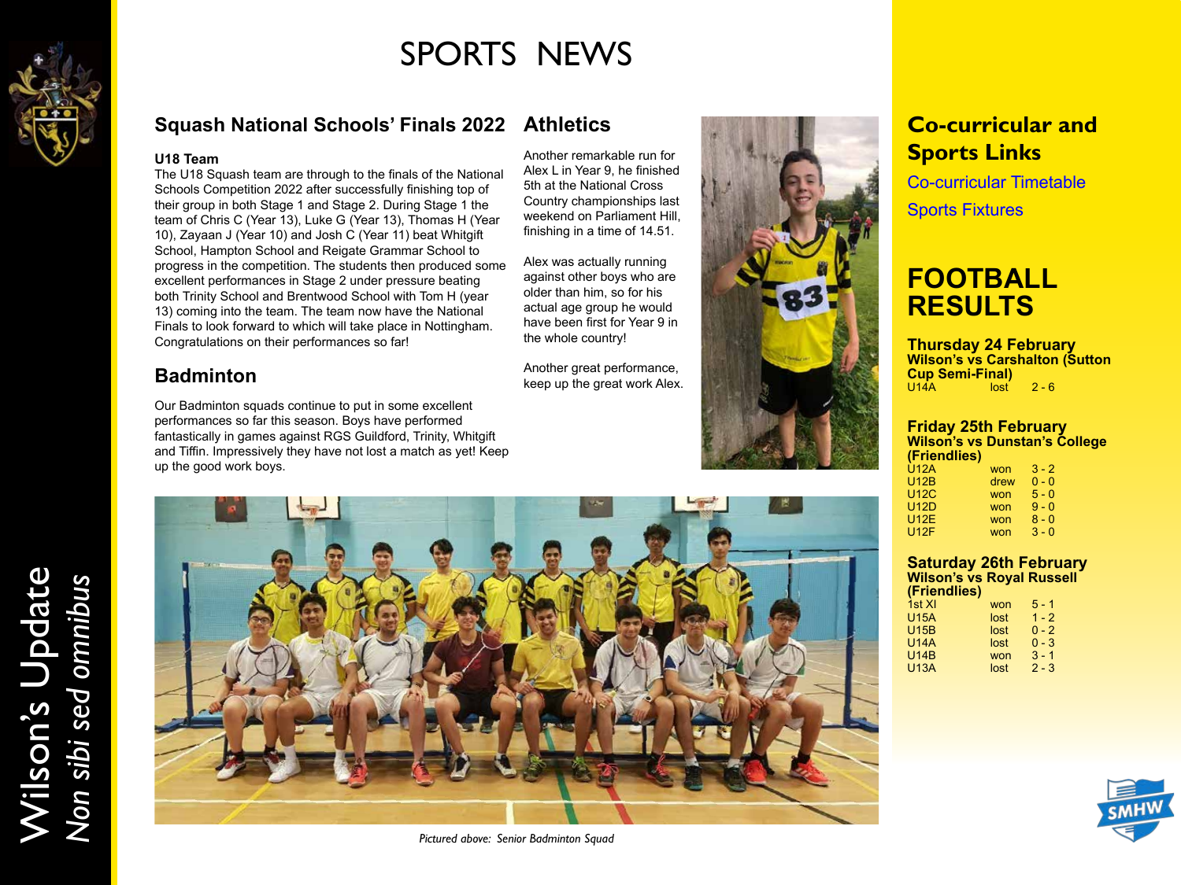# SPORTS NEWS

## Squash National Schools' Finals 2022

**U18 Team**

The U18 Squash team are through to the finals of the National Schools Competition 2022 after successfully finishing top of their group in both Stage 1 and Stage 2. During Stage 1 the team of Chris C (Year 13), Luke G (Year 13), Thomas H (Year 10), Zayaan J (Year 10) and Josh C (Year 11) beat Whitgift School, Hampton School and Reigate Grammar School to progress in the competition. The students then produced some excellent performances in Stage 2 under pressure beating both Trinity School and Brentwood School with Tom H (year 13) coming into the team. The team now have the National Finals to look forward to which will take place in Nottingham. Congratulations on their performances so far!

## Badminton

Our Badminton squads continue to put in some excellent performances so far this season. Boys have performed fantastically in games against RGS Guildford, Trinity, Whitgift and Tiffin. Impressively they have not lost a match as yet! Keep up the good work boys.

## Athletics

Another remarkable run for Alex L in Year 9, he finished 5th at the National Cross Country championships last weekend on Parliament Hill, finishing in a time of 14.51.

Alex was actually running against other boys who are older than him, so for his actual age group he would have been first for Year 9 in the whole country!

Another great performance, keep up the great work Alex.

*Pictured above: Senior Badminton Squad*

## Co-curricular and Sports Links

Co-curricular Timetable

Sports Fixtures

## FOOTBALL RESULTS

### Thursday 24 February
**Wilson's vs Carshalton (Sutton Cup Semi-Final)**

| | | |
|---|---|---|
| U14A | lost | 2 - 6 |

### Friday 25th February
**Wilson's vs Dunstan's College (Friendlies)**

| | | |
|---|---|---|
| U12A | won | 3 - 2 |
| U12B | drew | 0 - 0 |
| U12C | won | 5 - 0 |
| U12D | won | 9 - 0 |
| U12E | won | 8 - 0 |
| U12F | won | 3 - 0 |

### Saturday 26th February
**Wilson's vs Royal Russell (Friendlies)**

| | | |
|---|---|---|
| 1st XI | won | 5 - 1 |
| U15A | lost | 1 - 2 |
| U15B | lost | 0 - 2 |
| U14A | lost | 0 - 3 |
| U14B | won | 3 - 1 |
| U13A | lost | 2 - 3 |